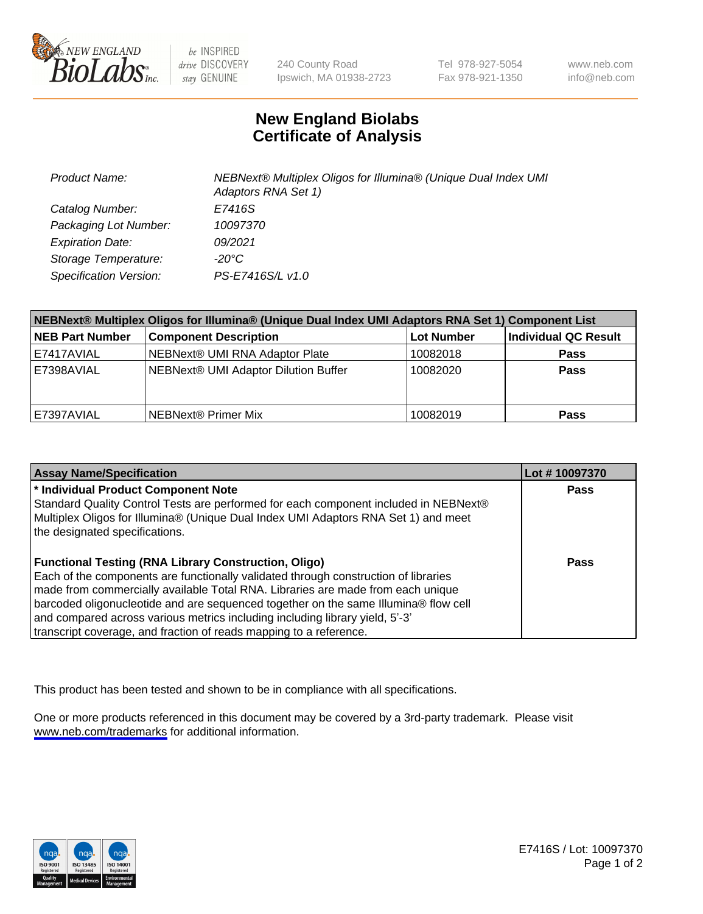# New England Biolabs Certificate of Analysis

| | |
|---|---|
| Product Name: | NEBNext® Multiplex Oligos for Illumina® (Unique Dual Index UMI Adaptors RNA Set 1) |
| Catalog Number: | E7416S |
| Packaging Lot Number: | 10097370 |
| Expiration Date: | 09/2021 |
| Storage Temperature: | -20°C |
| Specification Version: | PS-E7416S/L v1.0 |

| NEBNext® Multiplex Oligos for Illumina® (Unique Dual Index UMI Adaptors RNA Set 1) Component List | | | |
|---|---|---|---|
| **NEB Part Number** | **Component Description** | **Lot Number** | **Individual QC Result** |
| E7417AVIAL | NEBNext® UMI RNA Adaptor Plate | 10082018 | Pass |
| E7398AVIAL | NEBNext® UMI Adaptor Dilution Buffer | 10082020 | Pass |
| E7397AVIAL | NEBNext® Primer Mix | 10082019 | Pass |

| Assay Name/Specification | Lot # 10097370 |
|---|---|
| **\* Individual Product Component Note** Standard Quality Control Tests are performed for each component included in NEBNext® Multiplex Oligos for Illumina® (Unique Dual Index UMI Adaptors RNA Set 1) and meet the designated specifications. | Pass |
| **Functional Testing (RNA Library Construction, Oligo)** Each of the components are functionally validated through construction of libraries made from commercially available Total RNA. Libraries are made from each unique barcoded oligonucleotide and are sequenced together on the same Illumina® flow cell and compared across various metrics including including library yield, 5'-3' transcript coverage, and fraction of reads mapping to a reference. | Pass |

This product has been tested and shown to be in compliance with all specifications.

One or more products referenced in this document may be covered by a 3rd-party trademark. Please visit www.neb.com/trademarks for additional information.

E7416S / Lot: 10097370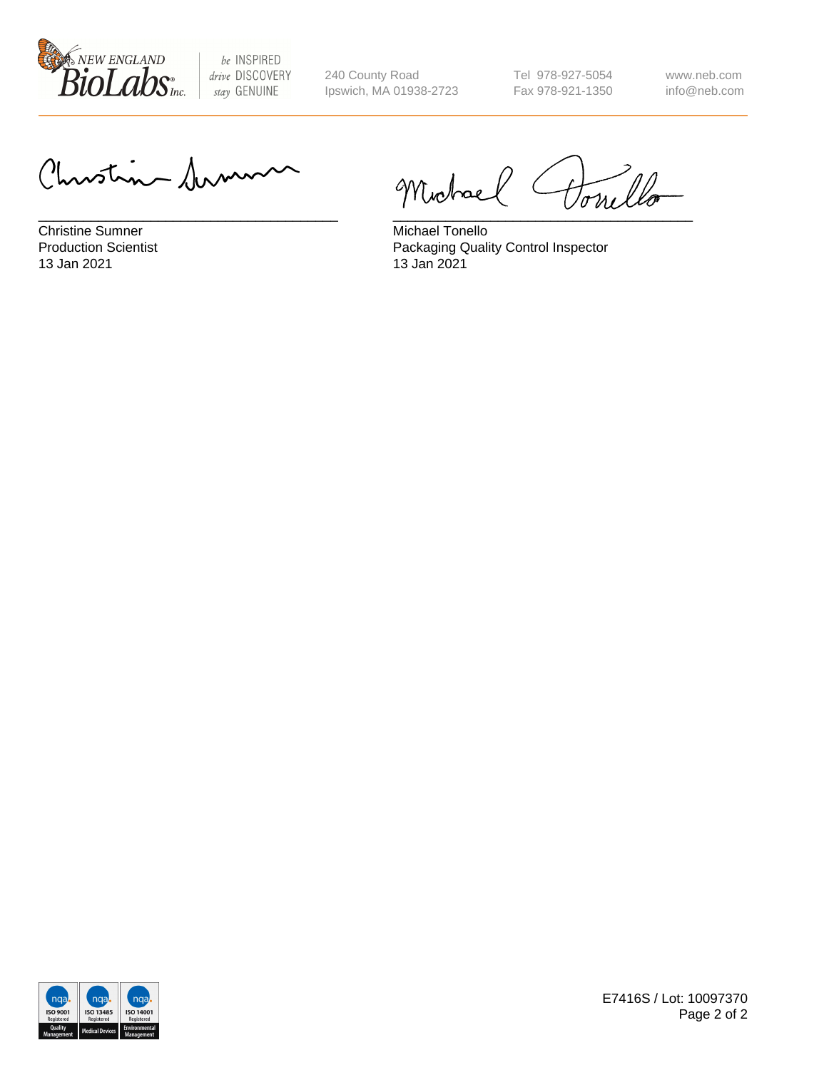240 County Road
Ipswich, MA 01938-2723

Tel 978-927-5054
Fax 978-921-1350

www.neb.com
info@neb.com

Christine Sumner
Production Scientist
13 Jan 2021

Michael Tonello
Packaging Quality Control Inspector
13 Jan 2021

E7416S / Lot: 10097370